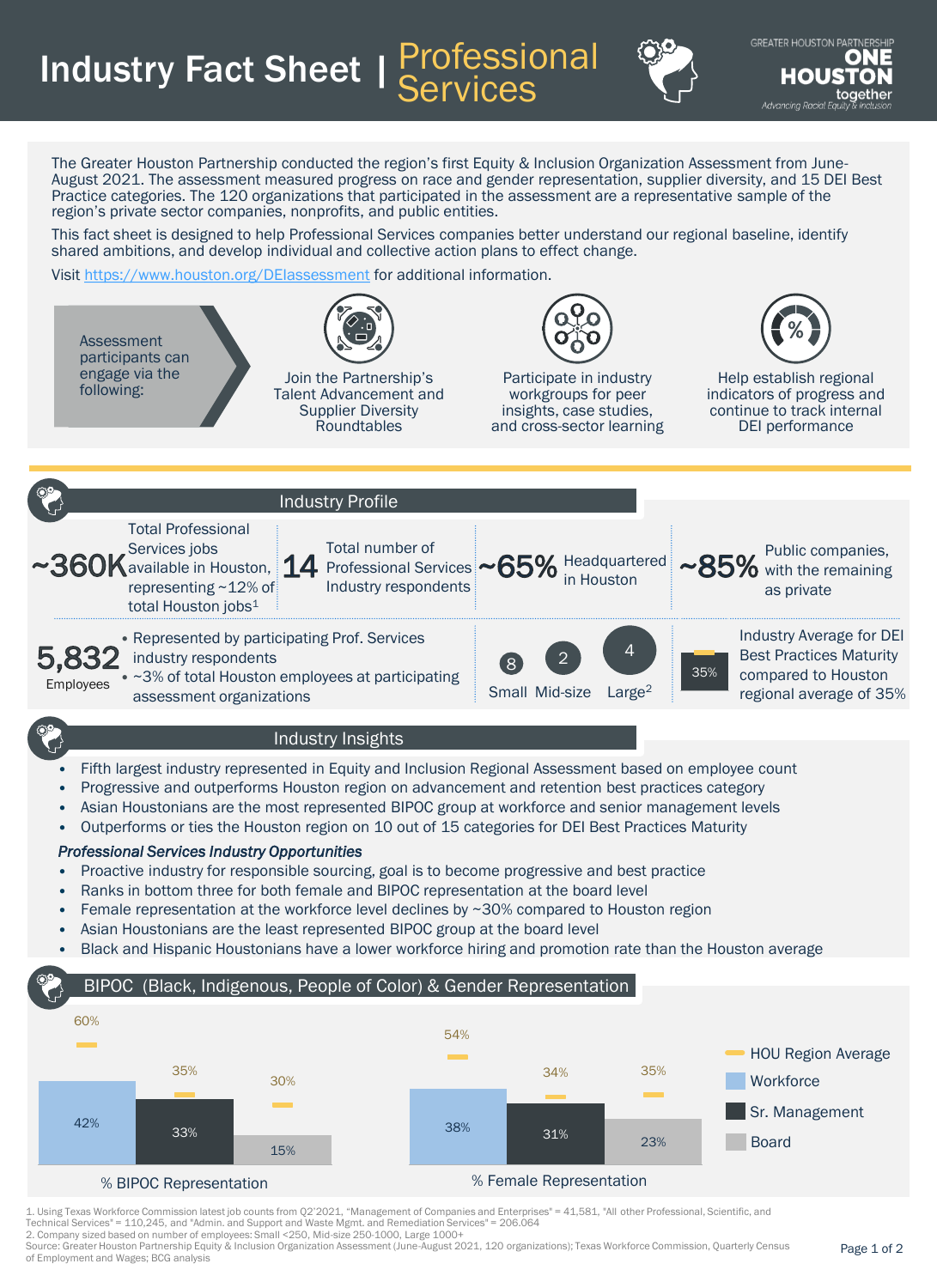# Industry Fact Sheet | Professional Services

GREATER HOUSTON PARTNERSHIP ONE HOUSTON together — Advancing Racial Equity & Inclusion

The Greater Houston Partnership conducted the region's first Equity & Inclusion Organization Assessment from June-August 2021. The assessment measured progress on race and gender representation, supplier diversity, and 15 DEI Best Practice categories. The 120 organizations that participated in the assessment are a representative sample of the region's private sector companies, nonprofits, and public entities.

This fact sheet is designed to help Professional Services companies better understand our regional baseline, identify shared ambitions, and develop individual and collective action plans to effect change.

Visit https://www.houston.org/DEIassessment for additional information.

Assessment participants can engage via the following:

- Join the Partnership's Talent Advancement and Supplier Diversity Roundtables
- Participate in industry workgroups for peer insights, case studies, and cross-sector learning
- Help establish regional indicators of progress and continue to track internal DEI performance

## Industry Profile

- **~360K** Total Professional Services jobs available in Houston, representing ~12% of total Houston jobs[1]
- **14** Total number of Professional Services Industry respondents
- **~65%** Headquartered in Houston
- **~85%** Public companies, with the remaining as private
- **5,832** Employees
  - Represented by participating Prof. Services industry respondents
  - ~3% of total Houston employees at participating assessment organizations
- Company size: 8 Small, 2 Mid-size, 4 Large[2]
- **35%** Industry Average for DEI Best Practices Maturity compared to Houston regional average of 35%

## Industry Insights

- Fifth largest industry represented in Equity and Inclusion Regional Assessment based on employee count
- Progressive and outperforms Houston region on advancement and retention best practices category
- Asian Houstonians are the most represented BIPOC group at workforce and senior management levels
- Outperforms or ties the Houston region on 10 out of 15 categories for DEI Best Practices Maturity

***Professional Services Industry Opportunities***

- Proactive industry for responsible sourcing, goal is to become progressive and best practice
- Ranks in bottom three for both female and BIPOC representation at the board level
- Female representation at the workforce level declines by ~30% compared to Houston region
- Asian Houstonians are the least represented BIPOC group at the board level
- Black and Hispanic Houstonians have a lower workforce hiring and promotion rate than the Houston average

## BIPOC (Black, Indigenous, People of Color) & Gender Representation

| | Workforce | Sr. Management | Board |
|---|---|---|---|
| % BIPOC Representation | 42% | 33% | 15% |
| HOU Region Average | 60% | 35% | 30% |
| % Female Representation | 38% | 31% | 23% |
| HOU Region Average | 54% | 34% | 35% |

1. Using Texas Workforce Commission latest job counts from Q2'2021, "Management of Companies and Enterprises" = 41,581, "All other Professional, Scientific, and Technical Services" = 110,245, and "Admin. and Support and Waste Mgmt. and Remediation Services" = 206.064
2. Company sized based on number of employees: Small <250, Mid-size 250-1000, Large 1000+

Source: Greater Houston Partnership Equity & Inclusion Organization Assessment (June-August 2021, 120 organizations); Texas Workforce Commission, Quarterly Census of Employment and Wages; BCG analysis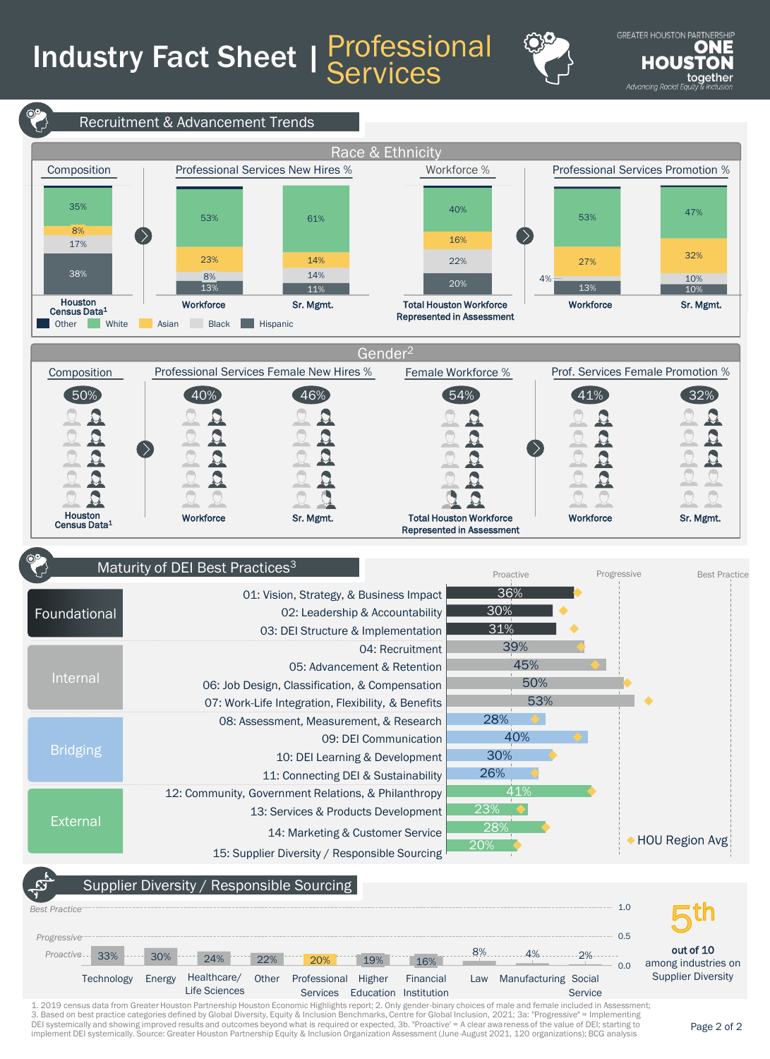# Industry Fact Sheet | Professional Services

GREATER HOUSTON PARTNERSHIP
ONE HOUSTON together
Advancing Racial Equity & Inclusion

## Recruitment & Advancement Trends

### Race & Ethnicity

Composition

35%
8%
17%
38%

Houston Census Data[1]

Professional Services New Hires %

Workforce: 53% 23% 8% 13%

Sr. Mgmt.: 61% 14% 14% 11%

Workforce %

40%
16%
22%
20%

Total Houston Workforce Represented in Assessment

Professional Services Promotion %

Workforce: 53% 27% 4% 13%

Sr. Mgmt.: 47% 32% 10% 10%

Other | White | Asian | Black | Hispanic

### Gender[2]

Composition: 50% — Houston Census Data[1]

Professional Services Female New Hires %: 40% — Workforce; 46% — Sr. Mgmt.

Female Workforce %: 54% — Total Houston Workforce Represented in Assessment

Prof. Services Female Promotion %: 41% — Workforce; 32% — Sr. Mgmt.

## Maturity of DEI Best Practices[3]

Proactive | Progressive | Best Practice

Foundational
01: Vision, Strategy, & Business Impact 36%
02: Leadership & Accountability 30%
03: DEI Structure & Implementation 31%

Internal
04: Recruitment 39%
05: Advancement & Retention 45%
06: Job Design, Classification, & Compensation 50%
07: Work-Life Integration, Flexibility, & Benefits 53%

Bridging
08: Assessment, Measurement, & Research 28%
09: DEI Communication 40%
10: DEI Learning & Development 30%
11: Connecting DEI & Sustainability 26%

External
12: Community, Government Relations, & Philanthropy 41%
13: Services & Products Development 23%
14: Marketing & Customer Service 28%
15: Supplier Diversity / Responsible Sourcing 20%

◆ HOU Region Avg

## Supplier Diversity / Responsible Sourcing

Best Practice 1.0
Progressive 0.5
Proactive 0.0

Technology 33%
Energy 30%
Healthcare/ Life Sciences 24%
Other 22%
Professional Services 20%
Higher Education 19%
Financial Institution 16%
Law 8%
Manufacturing 4%
Social Service 2%

**5th** out of 10 among industries on Supplier Diversity

1. 2019 census data from Greater Houston Partnership Houston Economic Highlights report; 2. Only gender-binary choices of male and female included in Assessment; 3. Based on best practice categories defined by Global Diversity, Equity & Inclusion Benchmarks, Centre for Global Inclusion, 2021; 3a: "Progressive" = Implementing DEI systemically and showing improved results and outcomes beyond what is required or expected, 3b. "Proactive" = A clear awareness of the value of DEI; starting to implement DEI systemically. Source: Greater Houston Partnership Equity & Inclusion Organization Assessment (June-August 2021, 120 organizations); BCG analysis